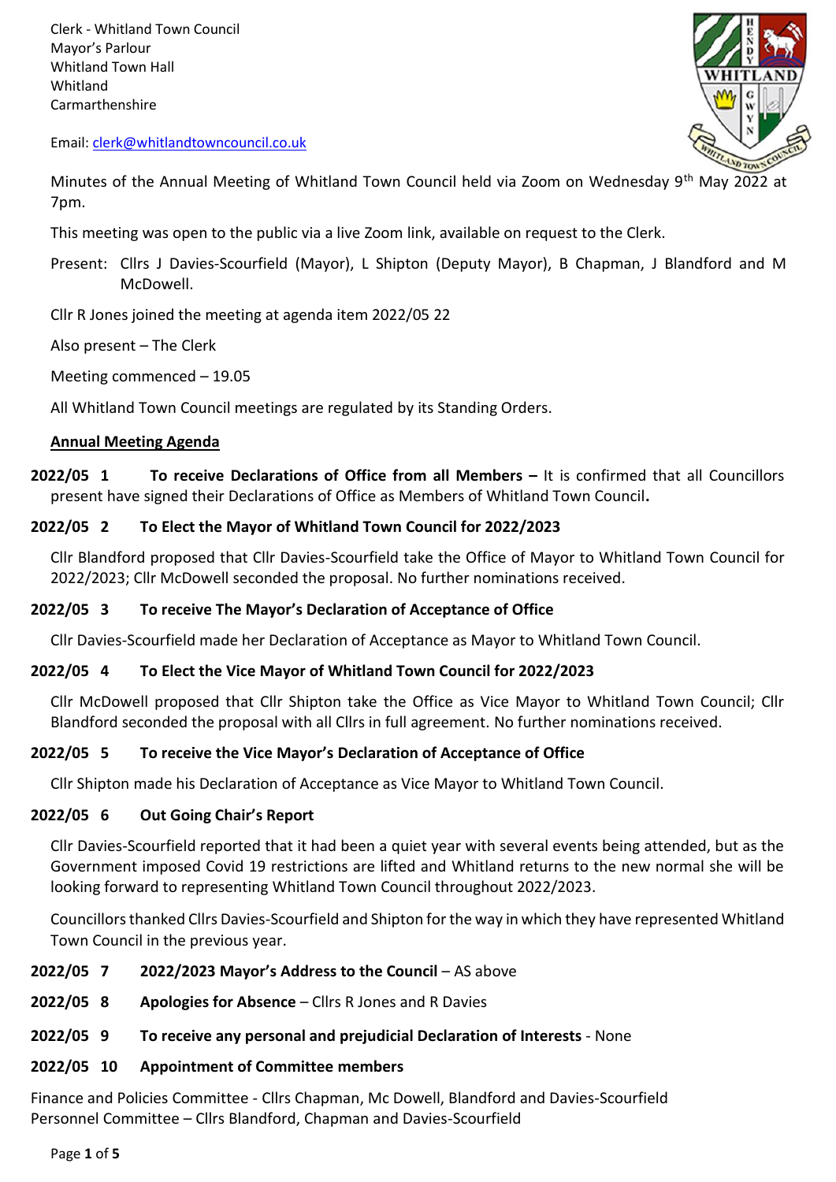Clerk - Whitland Town Council
Mayor's Parlour
Whitland Town Hall
Whitland
Carmarthenshire

Email: clerk@whitlandtowncouncil.co.uk

Minutes of the Annual Meeting of Whitland Town Council held via Zoom on Wednesday 9th May 2022 at 7pm.

This meeting was open to the public via a live Zoom link, available on request to the Clerk.

Present: Cllrs J Davies-Scourfield (Mayor), L Shipton (Deputy Mayor), B Chapman, J Blandford and M McDowell.

Cllr R Jones joined the meeting at agenda item 2022/05 22

Also present – The Clerk

Meeting commenced – 19.05

All Whitland Town Council meetings are regulated by its Standing Orders.

**Annual Meeting Agenda**

**2022/05 1 To receive Declarations of Office from all Members –** It is confirmed that all Councillors present have signed their Declarations of Office as Members of Whitland Town Council**.**

**2022/05 2 To Elect the Mayor of Whitland Town Council for 2022/2023**

Cllr Blandford proposed that Cllr Davies-Scourfield take the Office of Mayor to Whitland Town Council for 2022/2023; Cllr McDowell seconded the proposal. No further nominations received.

**2022/05 3 To receive The Mayor's Declaration of Acceptance of Office**

Cllr Davies-Scourfield made her Declaration of Acceptance as Mayor to Whitland Town Council.

**2022/05 4 To Elect the Vice Mayor of Whitland Town Council for 2022/2023**

Cllr McDowell proposed that Cllr Shipton take the Office as Vice Mayor to Whitland Town Council; Cllr Blandford seconded the proposal with all Cllrs in full agreement. No further nominations received.

**2022/05 5 To receive the Vice Mayor's Declaration of Acceptance of Office**

Cllr Shipton made his Declaration of Acceptance as Vice Mayor to Whitland Town Council.

**2022/05 6 Out Going Chair's Report**

Cllr Davies-Scourfield reported that it had been a quiet year with several events being attended, but as the Government imposed Covid 19 restrictions are lifted and Whitland returns to the new normal she will be looking forward to representing Whitland Town Council throughout 2022/2023.

Councillors thanked Cllrs Davies-Scourfield and Shipton for the way in which they have represented Whitland Town Council in the previous year.

**2022/05 7 2022/2023 Mayor's Address to the Council** – AS above

**2022/05 8 Apologies for Absence** – Cllrs R Jones and R Davies

**2022/05 9 To receive any personal and prejudicial Declaration of Interests** - None

**2022/05 10 Appointment of Committee members**

Finance and Policies Committee - Cllrs Chapman, Mc Dowell, Blandford and Davies-Scourfield
Personnel Committee – Cllrs Blandford, Chapman and Davies-Scourfield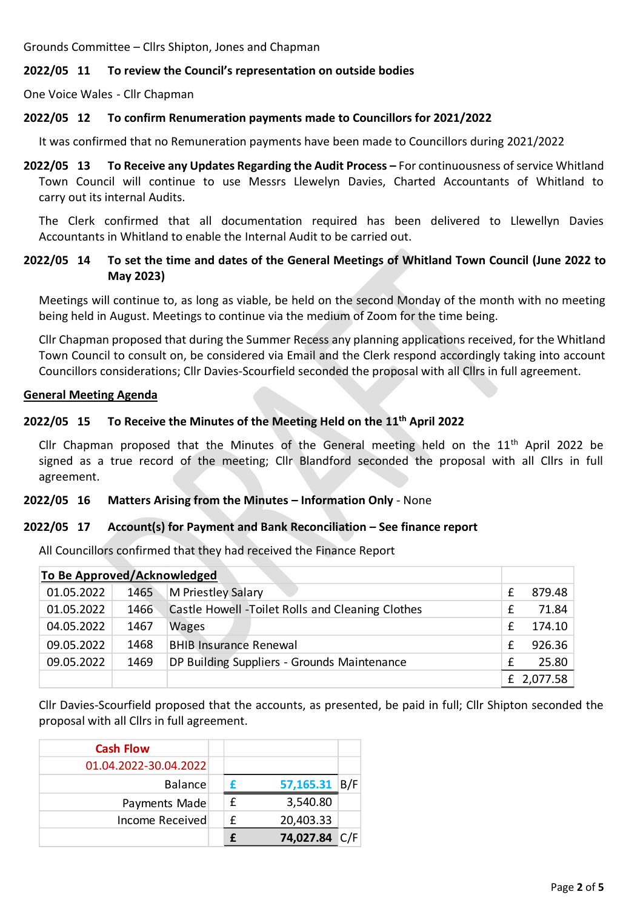Grounds Committee – Cllrs Shipton, Jones and Chapman

**2022/05 11 To review the Council's representation on outside bodies**

One Voice Wales - Cllr Chapman

**2022/05 12 To confirm Renumeration payments made to Councillors for 2021/2022**

It was confirmed that no Remuneration payments have been made to Councillors during 2021/2022

**2022/05 13 To Receive any Updates Regarding the Audit Process –** For continuousness of service Whitland Town Council will continue to use Messrs Llewelyn Davies, Charted Accountants of Whitland to carry out its internal Audits.

The Clerk confirmed that all documentation required has been delivered to Llewellyn Davies Accountants in Whitland to enable the Internal Audit to be carried out.

**2022/05 14 To set the time and dates of the General Meetings of Whitland Town Council (June 2022 to May 2023)**

Meetings will continue to, as long as viable, be held on the second Monday of the month with no meeting being held in August. Meetings to continue via the medium of Zoom for the time being.

Cllr Chapman proposed that during the Summer Recess any planning applications received, for the Whitland Town Council to consult on, be considered via Email and the Clerk respond accordingly taking into account Councillors considerations; Cllr Davies-Scourfield seconded the proposal with all Cllrs in full agreement.

**General Meeting Agenda**

**2022/05 15 To Receive the Minutes of the Meeting Held on the 11th April 2022**

Cllr Chapman proposed that the Minutes of the General meeting held on the 11th April 2022 be signed as a true record of the meeting; Cllr Blandford seconded the proposal with all Cllrs in full agreement.

**2022/05 16 Matters Arising from the Minutes – Information Only** - None

**2022/05 17 Account(s) for Payment and Bank Reconciliation – See finance report**

All Councillors confirmed that they had received the Finance Report

| **To Be Approved/Acknowledged** | | | |
|---|---|---|---|
| 01.05.2022 | 1465 | M Priestley Salary | £ 879.48 |
| 01.05.2022 | 1466 | Castle Howell -Toilet Rolls and Cleaning Clothes | £ 71.84 |
| 04.05.2022 | 1467 | Wages | £ 174.10 |
| 09.05.2022 | 1468 | BHIB Insurance Renewal | £ 926.36 |
| 09.05.2022 | 1469 | DP Building Suppliers - Grounds Maintenance | £ 25.80 |
| | | | £ 2,077.58 |

Cllr Davies-Scourfield proposed that the accounts, as presented, be paid in full; Cllr Shipton seconded the proposal with all Cllrs in full agreement.

| Cash Flow | | | |
|---|---|---|---|
| 01.04.2022-30.04.2022 | | | |
| Balance | £ | 57,165.31 | B/F |
| Payments Made | £ | 3,540.80 | |
| Income Received | £ | 20,403.33 | |
| | **£** | **74,027.84** | C/F |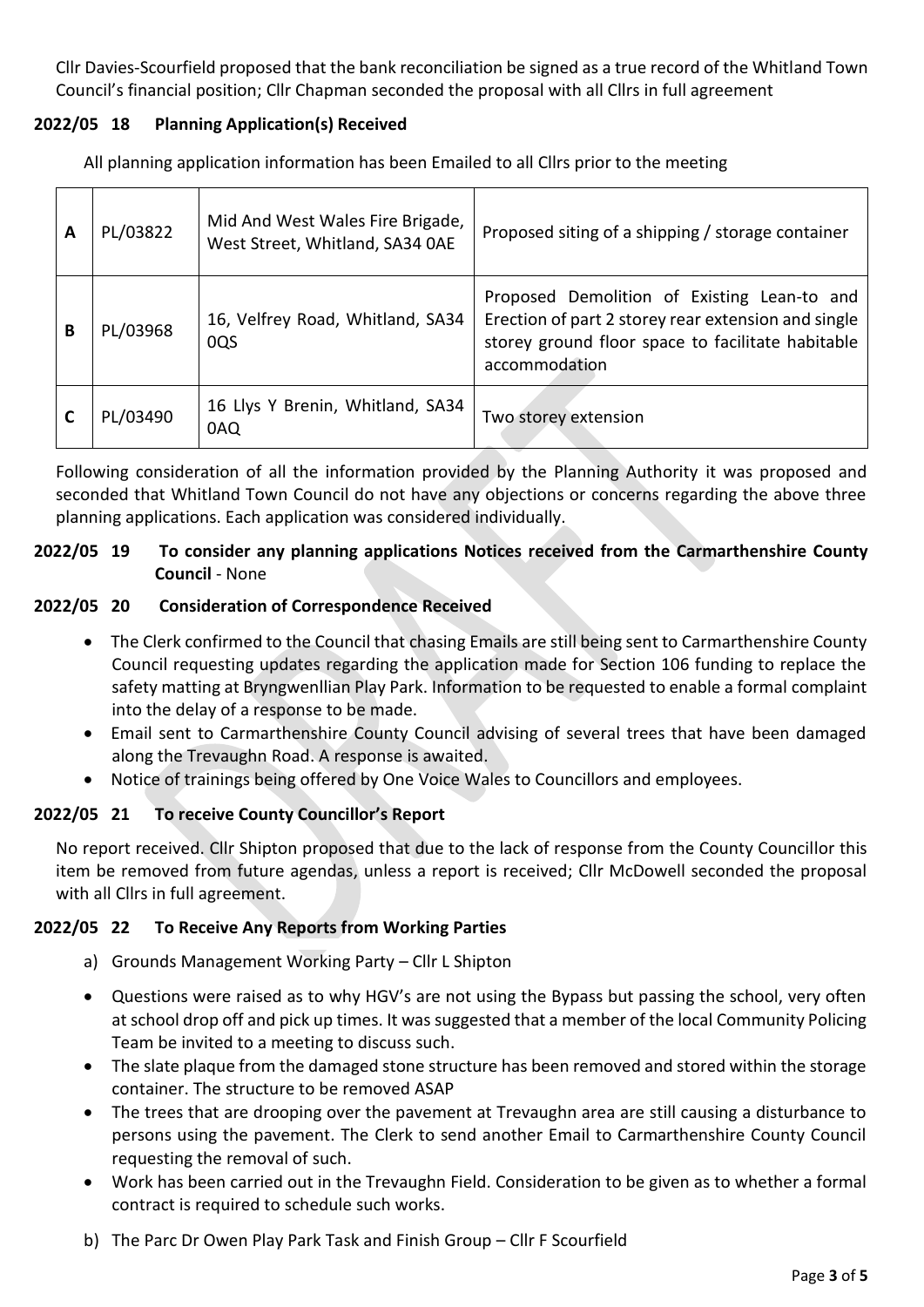Cllr Davies-Scourfield proposed that the bank reconciliation be signed as a true record of the Whitland Town Council's financial position; Cllr Chapman seconded the proposal with all Cllrs in full agreement

### 2022/05 18 Planning Application(s) Received

All planning application information has been Emailed to all Cllrs prior to the meeting

| | | | |
|---|---|---|---|
| A | PL/03822 | Mid And West Wales Fire Brigade, West Street, Whitland, SA34 0AE | Proposed siting of a shipping / storage container |
| B | PL/03968 | 16, Velfrey Road, Whitland, SA34 0QS | Proposed Demolition of Existing Lean-to and Erection of part 2 storey rear extension and single storey ground floor space to facilitate habitable accommodation |
| C | PL/03490 | 16 Llys Y Brenin, Whitland, SA34 0AQ | Two storey extension |

Following consideration of all the information provided by the Planning Authority it was proposed and seconded that Whitland Town Council do not have any objections or concerns regarding the above three planning applications. Each application was considered individually.

### 2022/05 19 To consider any planning applications Notices received from the Carmarthenshire County Council - None

### 2022/05 20 Consideration of Correspondence Received

- The Clerk confirmed to the Council that chasing Emails are still being sent to Carmarthenshire County Council requesting updates regarding the application made for Section 106 funding to replace the safety matting at Bryngwenllian Play Park. Information to be requested to enable a formal complaint into the delay of a response to be made.
- Email sent to Carmarthenshire County Council advising of several trees that have been damaged along the Trevaughn Road. A response is awaited.
- Notice of trainings being offered by One Voice Wales to Councillors and employees.

### 2022/05 21 To receive County Councillor's Report

No report received. Cllr Shipton proposed that due to the lack of response from the County Councillor this item be removed from future agendas, unless a report is received; Cllr McDowell seconded the proposal with all Cllrs in full agreement.

### 2022/05 22 To Receive Any Reports from Working Parties

a) Grounds Management Working Party – Cllr L Shipton

- Questions were raised as to why HGV's are not using the Bypass but passing the school, very often at school drop off and pick up times. It was suggested that a member of the local Community Policing Team be invited to a meeting to discuss such.
- The slate plaque from the damaged stone structure has been removed and stored within the storage container. The structure to be removed ASAP
- The trees that are drooping over the pavement at Trevaughn area are still causing a disturbance to persons using the pavement. The Clerk to send another Email to Carmarthenshire County Council requesting the removal of such.
- Work has been carried out in the Trevaughn Field. Consideration to be given as to whether a formal contract is required to schedule such works.

b) The Parc Dr Owen Play Park Task and Finish Group – Cllr F Scourfield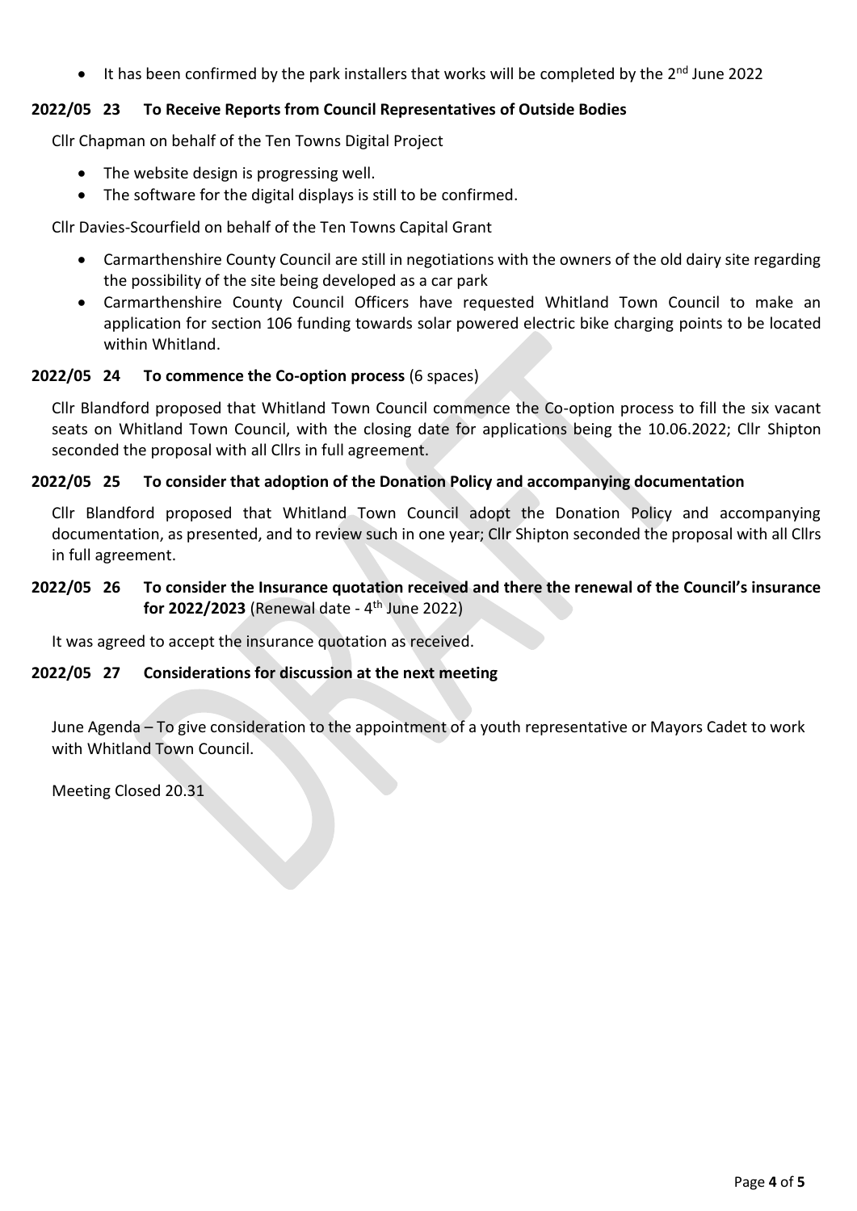- It has been confirmed by the park installers that works will be completed by the 2nd June 2022

**2022/05 23 To Receive Reports from Council Representatives of Outside Bodies**

Cllr Chapman on behalf of the Ten Towns Digital Project

- The website design is progressing well.
- The software for the digital displays is still to be confirmed.

Cllr Davies-Scourfield on behalf of the Ten Towns Capital Grant

- Carmarthenshire County Council are still in negotiations with the owners of the old dairy site regarding the possibility of the site being developed as a car park
- Carmarthenshire County Council Officers have requested Whitland Town Council to make an application for section 106 funding towards solar powered electric bike charging points to be located within Whitland.

**2022/05 24 To commence the Co-option process** (6 spaces)

Cllr Blandford proposed that Whitland Town Council commence the Co-option process to fill the six vacant seats on Whitland Town Council, with the closing date for applications being the 10.06.2022; Cllr Shipton seconded the proposal with all Cllrs in full agreement.

**2022/05 25 To consider that adoption of the Donation Policy and accompanying documentation**

Cllr Blandford proposed that Whitland Town Council adopt the Donation Policy and accompanying documentation, as presented, and to review such in one year; Cllr Shipton seconded the proposal with all Cllrs in full agreement.

**2022/05 26 To consider the Insurance quotation received and there the renewal of the Council's insurance for 2022/2023** (Renewal date - 4th June 2022)

It was agreed to accept the insurance quotation as received.

**2022/05 27 Considerations for discussion at the next meeting**

June Agenda – To give consideration to the appointment of a youth representative or Mayors Cadet to work with Whitland Town Council.

Meeting Closed 20.31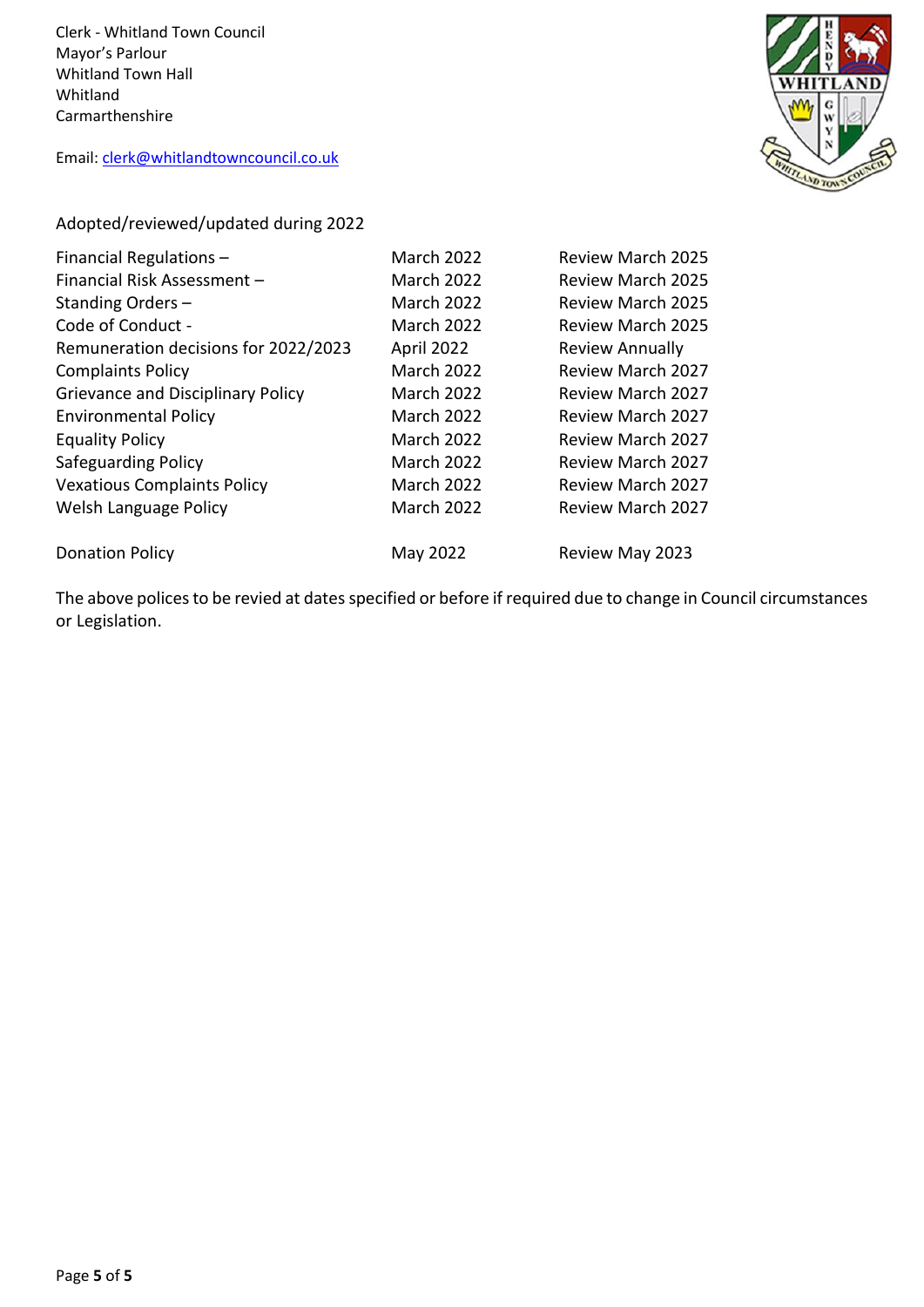Clerk - Whitland Town Council
Mayor's Parlour
Whitland Town Hall
Whitland
Carmarthenshire

Email: clerk@whitlandtowncouncil.co.uk

Adopted/reviewed/updated during 2022

| | | |
|---|---|---|
| Financial Regulations – | March 2022 | Review March 2025 |
| Financial Risk Assessment – | March 2022 | Review March 2025 |
| Standing Orders – | March 2022 | Review March 2025 |
| Code of Conduct - | March 2022 | Review March 2025 |
| Remuneration decisions for 2022/2023 | April 2022 | Review Annually |
| Complaints Policy | March 2022 | Review March 2027 |
| Grievance and Disciplinary Policy | March 2022 | Review March 2027 |
| Environmental Policy | March 2022 | Review March 2027 |
| Equality Policy | March 2022 | Review March 2027 |
| Safeguarding Policy | March 2022 | Review March 2027 |
| Vexatious Complaints Policy | March 2022 | Review March 2027 |
| Welsh Language Policy | March 2022 | Review March 2027 |
| Donation Policy | May 2022 | Review May 2023 |

The above polices to be revied at dates specified or before if required due to change in Council circumstances or Legislation.